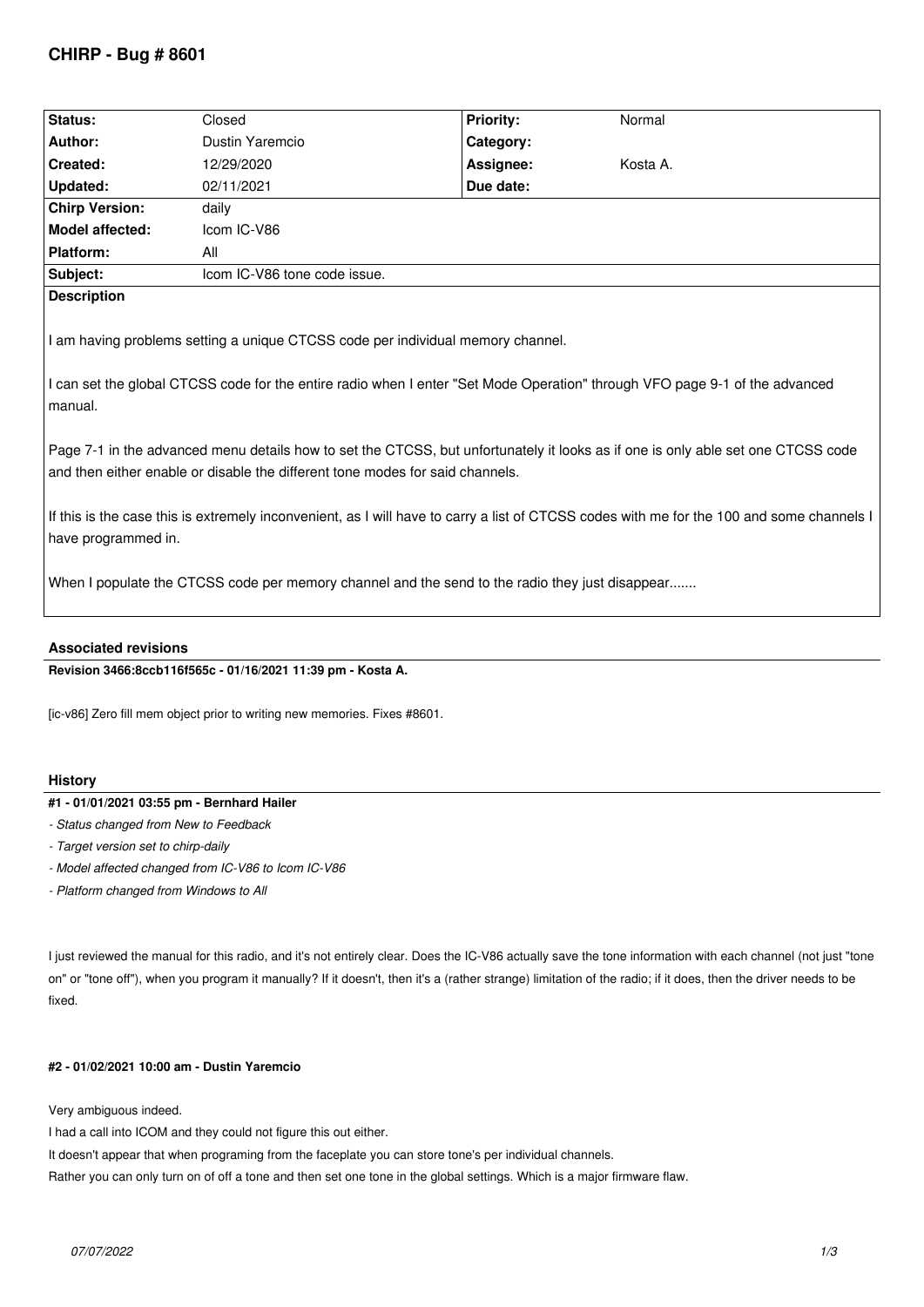# CHIRP - Bug # 8601

| Status: | Closed | Priority: | Normal |
|---|---|---|---|
| Author: | Dustin Yaremcio | Category: | |
| Created: | 12/29/2020 | Assignee: | Kosta A. |
| Updated: | 02/11/2021 | Due date: | |
| Chirp Version: | daily | | |
| Model affected: | Icom IC-V86 | | |
| Platform: | All | | |
| Subject: | Icom IC-V86 tone code issue. | | |

**Description**

I am having problems setting a unique CTCSS code per individual memory channel.

I can set the global CTCSS code for the entire radio when I enter "Set Mode Operation" through VFO page 9-1 of the advanced manual.

Page 7-1 in the advanced menu details how to set the CTCSS, but unfortunately it looks as if one is only able set one CTCSS code and then either enable or disable the different tone modes for said channels.

If this is the case this is extremely inconvenient, as I will have to carry a list of CTCSS codes with me for the 100 and some channels I have programmed in.

When I populate the CTCSS code per memory channel and the send to the radio they just disappear.......

### Associated revisions

**Revision 3466:8ccb116f565c - 01/16/2021 11:39 pm - Kosta A.**

[ic-v86] Zero fill mem object prior to writing new memories. Fixes #8601.

### History

#### #1 - 01/01/2021 03:55 pm - Bernhard Hailer

- *Status changed from New to Feedback*
- *Target version set to chirp-daily*
- *Model affected changed from IC-V86 to Icom IC-V86*
- *Platform changed from Windows to All*

I just reviewed the manual for this radio, and it's not entirely clear. Does the IC-V86 actually save the tone information with each channel (not just "tone on" or "tone off"), when you program it manually? If it doesn't, then it's a (rather strange) limitation of the radio; if it does, then the driver needs to be fixed.

#### #2 - 01/02/2021 10:00 am - Dustin Yaremcio

Very ambiguous indeed.

I had a call into ICOM and they could not figure this out either.

It doesn't appear that when programing from the faceplate you can store tone's per individual channels.

Rather you can only turn on of off a tone and then set one tone in the global settings. Which is a major firmware flaw.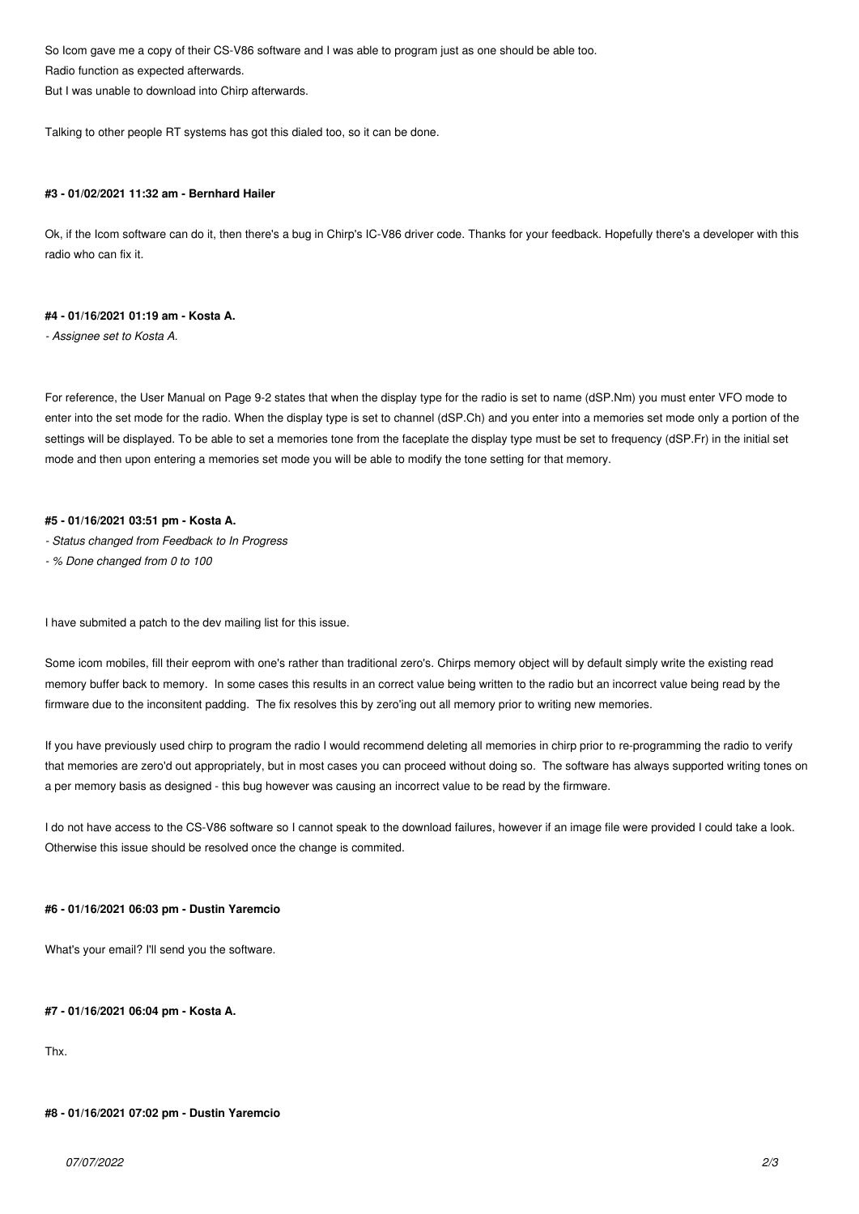So Icom gave me a copy of their CS-V86 software and I was able to program just as one should be able too.

Radio function as expected afterwards.

But I was unable to download into Chirp afterwards.

Talking to other people RT systems has got this dialed too, so it can be done.

#### #3 - 01/02/2021 11:32 am - Bernhard Hailer

Ok, if the Icom software can do it, then there's a bug in Chirp's IC-V86 driver code. Thanks for your feedback. Hopefully there's a developer with this radio who can fix it.

#### #4 - 01/16/2021 01:19 am - Kosta A.

*- Assignee set to Kosta A.*

For reference, the User Manual on Page 9-2 states that when the display type for the radio is set to name (dSP.Nm) you must enter VFO mode to enter into the set mode for the radio. When the display type is set to channel (dSP.Ch) and you enter into a memories set mode only a portion of the settings will be displayed. To be able to set a memories tone from the faceplate the display type must be set to frequency (dSP.Fr) in the initial set mode and then upon entering a memories set mode you will be able to modify the tone setting for that memory.

#### #5 - 01/16/2021 03:51 pm - Kosta A.

*- Status changed from Feedback to In Progress*

*- % Done changed from 0 to 100*

I have submited a patch to the dev mailing list for this issue.

Some icom mobiles, fill their eeprom with one's rather than traditional zero's. Chirps memory object will by default simply write the existing read memory buffer back to memory. In some cases this results in an correct value being written to the radio but an incorrect value being read by the firmware due to the inconsitent padding. The fix resolves this by zero'ing out all memory prior to writing new memories.

If you have previously used chirp to program the radio I would recommend deleting all memories in chirp prior to re-programming the radio to verify that memories are zero'd out appropriately, but in most cases you can proceed without doing so. The software has always supported writing tones on a per memory basis as designed - this bug however was causing an incorrect value to be read by the firmware.

I do not have access to the CS-V86 software so I cannot speak to the download failures, however if an image file were provided I could take a look. Otherwise this issue should be resolved once the change is commited.

#### #6 - 01/16/2021 06:03 pm - Dustin Yaremcio

What's your email? I'll send you the software.

#### #7 - 01/16/2021 06:04 pm - Kosta A.

Thx.

#### #8 - 01/16/2021 07:02 pm - Dustin Yaremcio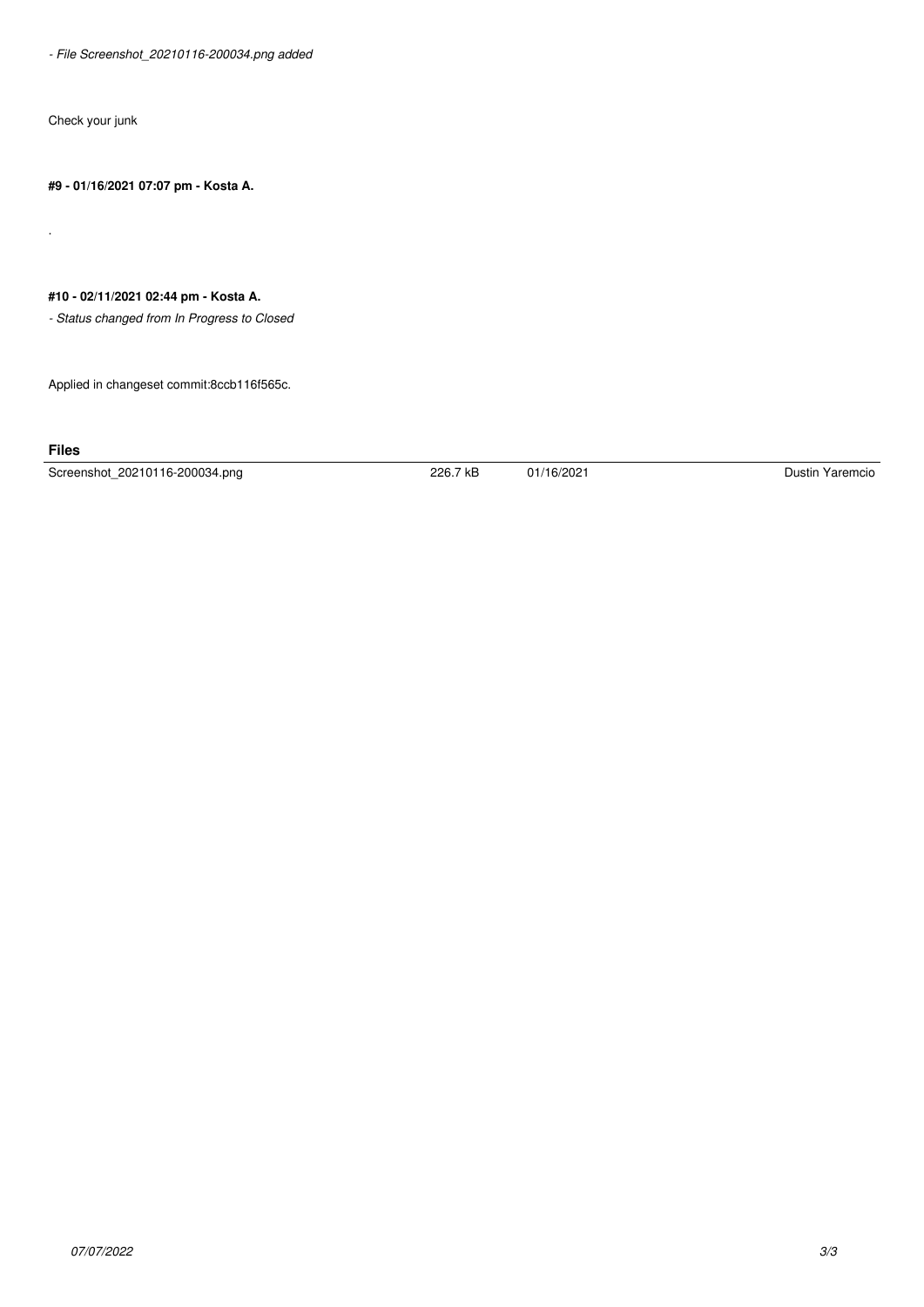*- File Screenshot_20210116-200034.png added*

Check your junk

**#9 - 01/16/2021 07:07 pm - Kosta A.**

.

**#10 - 02/11/2021 02:44 pm - Kosta A.**

*- Status changed from In Progress to Closed*

Applied in changeset commit:8ccb116f565c.

**Files**

| | | | |
|---|---|---|---|
| Screenshot_20210116-200034.png | 226.7 kB | 01/16/2021 | Dustin Yaremcio |